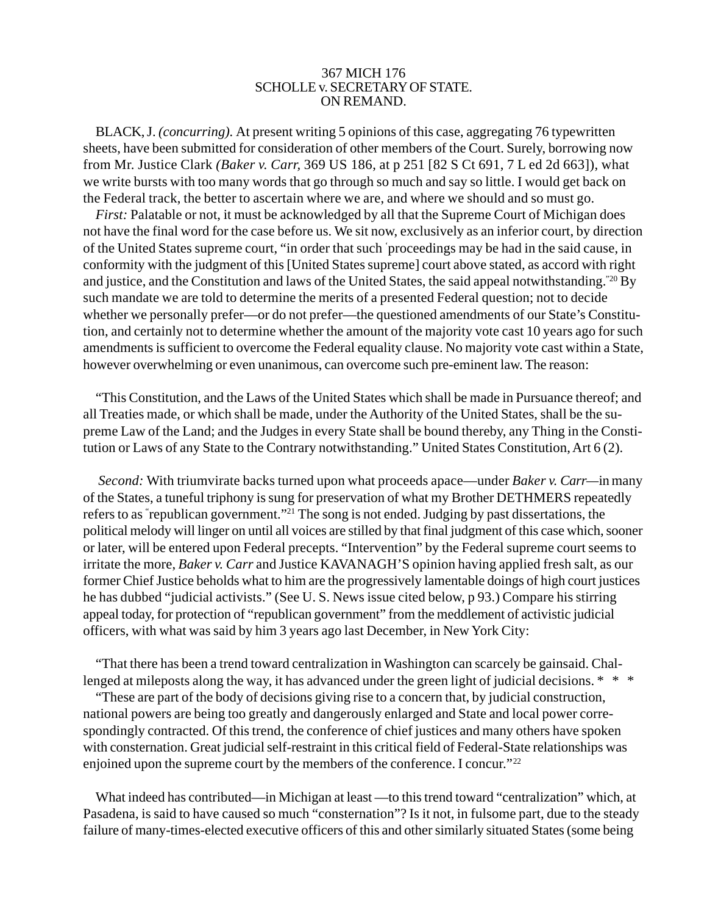367 MICH 176
SCHOLLE v. SECRETARY OF STATE.
ON REMAND.

BLACK, J. *(concurring).* At present writing 5 opinions of this case, aggregating 76 typewritten sheets, have been submitted for consideration of other members of the Court. Surely, borrowing now from Mr. Justice Clark *(Baker v. Carr,* 369 US 186, at p 251 [82 S Ct 691, 7 L ed 2d 663]), what we write bursts with too many words that go through so much and say so little. I would get back on the Federal track, the better to ascertain where we are, and where we should and so must go.

*First:* Palatable or not, it must be acknowledged by all that the Supreme Court of Michigan does not have the final word for the case before us. We sit now, exclusively as an inferior court, by direction of the United States supreme court, "in order that such proceedings may be had in the said cause, in conformity with the judgment of this [United States supreme] court above stated, as accord with right and justice, and the Constitution and laws of the United States, the said appeal notwithstanding."[20] By such mandate we are told to determine the merits of a presented Federal question; not to decide whether we personally prefer—or do not prefer—the questioned amendments of our State's Constitution, and certainly not to determine whether the amount of the majority vote cast 10 years ago for such amendments is sufficient to overcome the Federal equality clause. No majority vote cast within a State, however overwhelming or even unanimous, can overcome such pre-eminent law. The reason:

"This Constitution, and the Laws of the United States which shall be made in Pursuance thereof; and all Treaties made, or which shall be made, under the Authority of the United States, shall be the supreme Law of the Land; and the Judges in every State shall be bound thereby, any Thing in the Constitution or Laws of any State to the Contrary notwithstanding." United States Constitution, Art 6 (2).

*Second:* With triumvirate backs turned upon what proceeds apace—under *Baker v. Carr*—in many of the States, a tuneful triphony is sung for preservation of what my Brother DETHMERS repeatedly refers to as "republican government."[21] The song is not ended. Judging by past dissertations, the political melody will linger on until all voices are stilled by that final judgment of this case which, sooner or later, will be entered upon Federal precepts. "Intervention" by the Federal supreme court seems to irritate the more, *Baker v. Carr* and Justice KAVANAGH'S opinion having applied fresh salt, as our former Chief Justice beholds what to him are the progressively lamentable doings of high court justices he has dubbed "judicial activists." (See U. S. News issue cited below, p 93.) Compare his stirring appeal today, for protection of "republican government" from the meddlement of activistic judicial officers, with what was said by him 3 years ago last December, in New York City:

"That there has been a trend toward centralization in Washington can scarcely be gainsaid. Challenged at mileposts along the way, it has advanced under the green light of judicial decisions. * * *

"These are part of the body of decisions giving rise to a concern that, by judicial construction, national powers are being too greatly and dangerously enlarged and State and local power correspondingly contracted. Of this trend, the conference of chief justices and many others have spoken with consternation. Great judicial self-restraint in this critical field of Federal-State relationships was enjoined upon the supreme court by the members of the conference. I concur."[22]

What indeed has contributed—in Michigan at least —to this trend toward "centralization" which, at Pasadena, is said to have caused so much "consternation"? Is it not, in fulsome part, due to the steady failure of many-times-elected executive officers of this and other similarly situated States (some being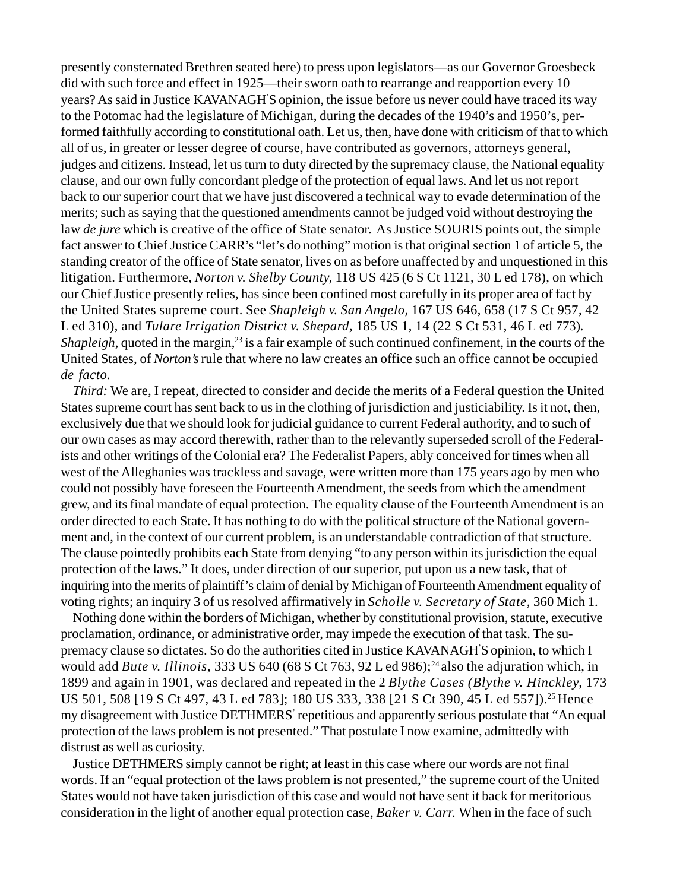presently consternated Brethren seated here) to press upon legislators—as our Governor Groesbeck did with such force and effect in 1925—their sworn oath to rearrange and reapportion every 10 years? As said in Justice KAVANAGH'S opinion, the issue before us never could have traced its way to the Potomac had the legislature of Michigan, during the decades of the 1940's and 1950's, performed faithfully according to constitutional oath. Let us, then, have done with criticism of that to which all of us, in greater or lesser degree of course, have contributed as governors, attorneys general, judges and citizens. Instead, let us turn to duty directed by the supremacy clause, the National equality clause, and our own fully concordant pledge of the protection of equal laws. And let us not report back to our superior court that we have just discovered a technical way to evade determination of the merits; such as saying that the questioned amendments cannot be judged void without destroying the law *de jure* which is creative of the office of State senator. As Justice SOURIS points out, the simple fact answer to Chief Justice CARR's "let's do nothing" motion is that original section 1 of article 5, the standing creator of the office of State senator, lives on as before unaffected by and unquestioned in this litigation. Furthermore, *Norton v. Shelby County,* 118 US 425 (6 S Ct 1121, 30 L ed 178), on which our Chief Justice presently relies, has since been confined most carefully in its proper area of fact by the United States supreme court. See *Shapleigh v. San Angelo,* 167 US 646, 658 (17 S Ct 957, 42 L ed 310), and *Tulare Irrigation District v. Shepard,* 185 US 1, 14 (22 S Ct 531, 46 L ed 773). *Shapleigh,* quoted in the margin,[23] is a fair example of such continued confinement, in the courts of the United States, of *Norton's* rule that where no law creates an office such an office cannot be occupied *de facto.*

*Third:* We are, I repeat, directed to consider and decide the merits of a Federal question the United States supreme court has sent back to us in the clothing of jurisdiction and justiciability. Is it not, then, exclusively due that we should look for judicial guidance to current Federal authority, and to such of our own cases as may accord therewith, rather than to the relevantly superseded scroll of the Federalists and other writings of the Colonial era? The Federalist Papers, ably conceived for times when all west of the Alleghanies was trackless and savage, were written more than 175 years ago by men who could not possibly have foreseen the Fourteenth Amendment, the seeds from which the amendment grew, and its final mandate of equal protection. The equality clause of the Fourteenth Amendment is an order directed to each State. It has nothing to do with the political structure of the National government and, in the context of our current problem, is an understandable contradiction of that structure. The clause pointedly prohibits each State from denying "to any person within its jurisdiction the equal protection of the laws." It does, under direction of our superior, put upon us a new task, that of inquiring into the merits of plaintiff's claim of denial by Michigan of Fourteenth Amendment equality of voting rights; an inquiry 3 of us resolved affirmatively in *Scholle v. Secretary of State,* 360 Mich 1.

Nothing done within the borders of Michigan, whether by constitutional provision, statute, executive proclamation, ordinance, or administrative order, may impede the execution of that task. The supremacy clause so dictates. So do the authorities cited in Justice KAVANAGH'S opinion, to which I would add *Bute v. Illinois,* 333 US 640 (68 S Ct 763, 92 L ed 986);[24] also the adjuration which, in 1899 and again in 1901, was declared and repeated in the 2 *Blythe Cases (Blythe v. Hinckley,* 173 US 501, 508 [19 S Ct 497, 43 L ed 783]; 180 US 333, 338 [21 S Ct 390, 45 L ed 557]).[25] Hence my disagreement with Justice DETHMERS' repetitious and apparently serious postulate that "An equal protection of the laws problem is not presented." That postulate I now examine, admittedly with distrust as well as curiosity.

Justice DETHMERS simply cannot be right; at least in this case where our words are not final words. If an "equal protection of the laws problem is not presented," the supreme court of the United States would not have taken jurisdiction of this case and would not have sent it back for meritorious consideration in the light of another equal protection case, *Baker v. Carr.* When in the face of such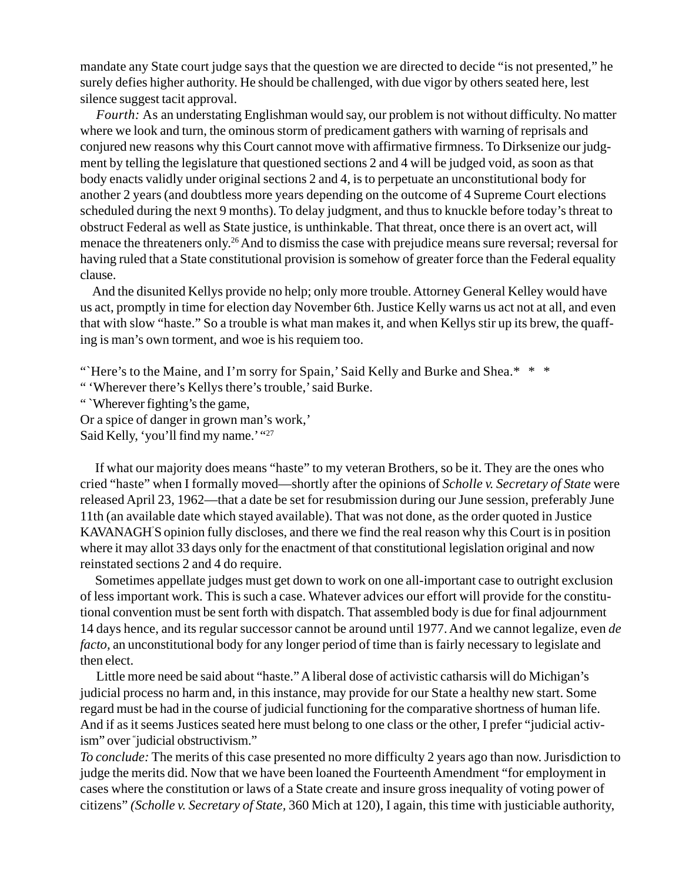mandate any State court judge says that the question we are directed to decide "is not presented," he surely defies higher authority. He should be challenged, with due vigor by others seated here, lest silence suggest tacit approval.

*Fourth:* As an understating Englishman would say, our problem is not without difficulty. No matter where we look and turn, the ominous storm of predicament gathers with warning of reprisals and conjured new reasons why this Court cannot move with affirmative firmness. To Dirksenize our judgment by telling the legislature that questioned sections 2 and 4 will be judged void, as soon as that body enacts validly under original sections 2 and 4, is to perpetuate an unconstitutional body for another 2 years (and doubtless more years depending on the outcome of 4 Supreme Court elections scheduled during the next 9 months). To delay judgment, and thus to knuckle before today's threat to obstruct Federal as well as State justice, is unthinkable. That threat, once there is an overt act, will menace the threateners only.[26] And to dismiss the case with prejudice means sure reversal; reversal for having ruled that a State constitutional provision is somehow of greater force than the Federal equality clause.

And the disunited Kellys provide no help; only more trouble. Attorney General Kelley would have us act, promptly in time for election day November 6th. Justice Kelly warns us act not at all, and even that with slow "haste." So a trouble is what man makes it, and when Kellys stir up its brew, the quaffing is man's own torment, and woe is his requiem too.

"`Here's to the Maine, and I'm sorry for Spain,' Said Kelly and Burke and Shea.* * *
" 'Wherever there's Kellys there's trouble,' said Burke.
" `Wherever fighting's the game,
Or a spice of danger in grown man's work,'
Said Kelly, 'you'll find my name.' "[27]

If what our majority does means "haste" to my veteran Brothers, so be it. They are the ones who cried "haste" when I formally moved—shortly after the opinions of *Scholle v. Secretary of State* were released April 23, 1962—that a date be set for resubmission during our June session, preferably June 11th (an available date which stayed available). That was not done, as the order quoted in Justice KAVANAGH'S opinion fully discloses, and there we find the real reason why this Court is in position where it may allot 33 days only for the enactment of that constitutional legislation original and now reinstated sections 2 and 4 do require.

Sometimes appellate judges must get down to work on one all-important case to outright exclusion of less important work. This is such a case. Whatever advices our effort will provide for the constitutional convention must be sent forth with dispatch. That assembled body is due for final adjournment 14 days hence, and its regular successor cannot be around until 1977. And we cannot legalize, even *de facto*, an unconstitutional body for any longer period of time than is fairly necessary to legislate and then elect.

Little more need be said about "haste." A liberal dose of activistic catharsis will do Michigan's judicial process no harm and, in this instance, may provide for our State a healthy new start. Some regard must be had in the course of judicial functioning for the comparative shortness of human life. And if as it seems Justices seated here must belong to one class or the other, I prefer "judicial activism" over "judicial obstructivism."

*To conclude:* The merits of this case presented no more difficulty 2 years ago than now. Jurisdiction to judge the merits did. Now that we have been loaned the Fourteenth Amendment "for employment in cases where the constitution or laws of a State create and insure gross inequality of voting power of citizens" *(Scholle v. Secretary of State*, 360 Mich at 120), I again, this time with justiciable authority,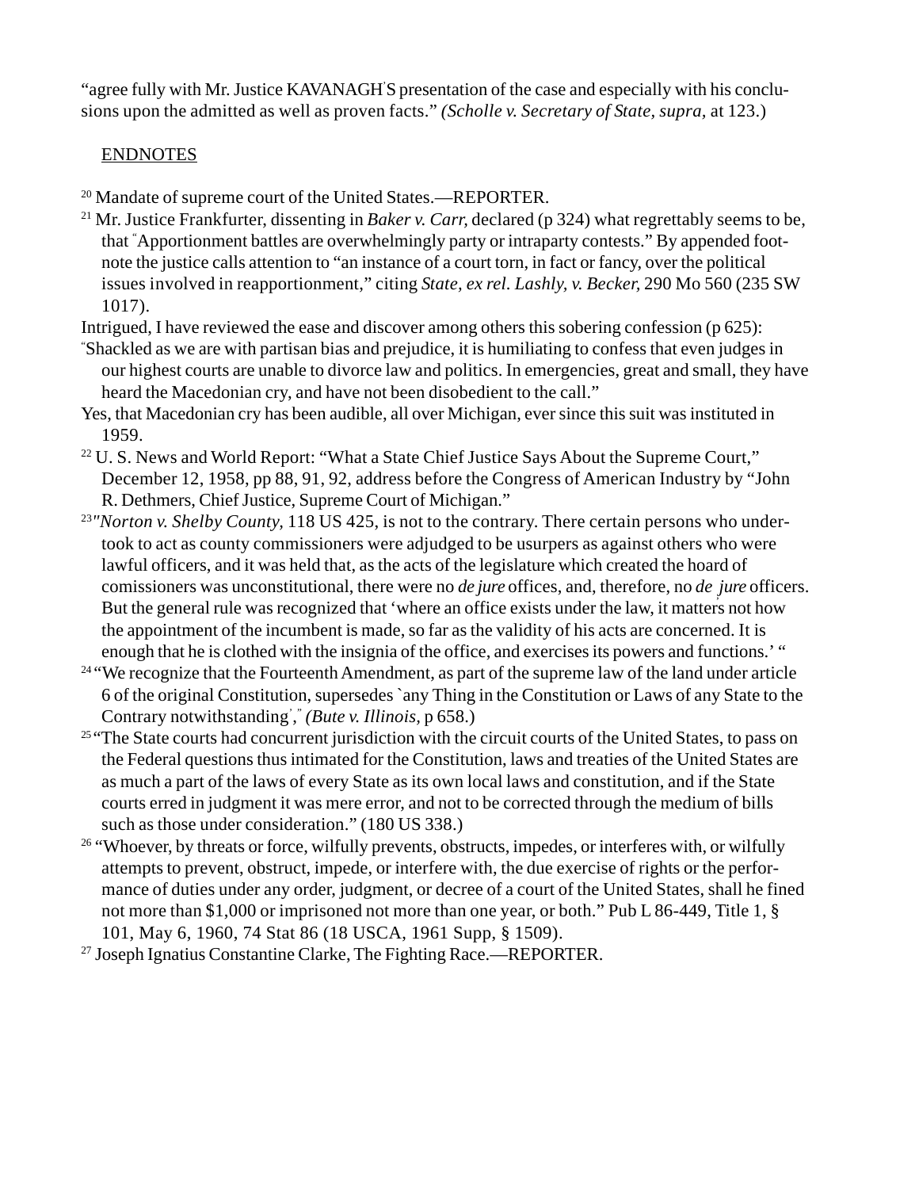"agree fully with Mr. Justice KAVANAGH'S presentation of the case and especially with his conclusions upon the admitted as well as proven facts." *(Scholle v. Secretary of State, supra,* at 123.)

ENDNOTES

[20] Mandate of supreme court of the United States.—REPORTER.

[21] Mr. Justice Frankfurter, dissenting in *Baker v. Carr,* declared (p 324) what regrettably seems to be, that "Apportionment battles are overwhelmingly party or intraparty contests." By appended footnote the justice calls attention to "an instance of a court torn, in fact or fancy, over the political issues involved in reapportionment," citing *State, ex rel. Lashly, v. Becker,* 290 Mo 560 (235 SW 1017).

Intrigued, I have reviewed the ease and discover among others this sobering confession (p 625):

"Shackled as we are with partisan bias and prejudice, it is humiliating to confess that even judges in our highest courts are unable to divorce law and politics. In emergencies, great and small, they have heard the Macedonian cry, and have not been disobedient to the call."

Yes, that Macedonian cry has been audible, all over Michigan, ever since this suit was instituted in 1959.

[22] U. S. News and World Report: "What a State Chief Justice Says About the Supreme Court," December 12, 1958, pp 88, 91, 92, address before the Congress of American Industry by "John R. Dethmers, Chief Justice, Supreme Court of Michigan."

[23] "*Norton v. Shelby County,* 118 US 425, is not to the contrary. There certain persons who undertook to act as county commissioners were adjudged to be usurpers as against others who were lawful officers, and it was held that, as the acts of the legislature which created the hoard of comissioners was unconstitutional, there were no *de jure* offices, and, therefore, no *de jure* officers. But the general rule was recognized that 'where an office exists under the law, it matters not how the appointment of the incumbent is made, so far as the validity of his acts are concerned. It is enough that he is clothed with the insignia of the office, and exercises its powers and functions.' "

[24] "We recognize that the Fourteenth Amendment, as part of the supreme law of the land under article 6 of the original Constitution, supersedes `any Thing in the Constitution or Laws of any State to the Contrary notwithstanding'," *(Bute v. Illinois,* p 658.)

[25] "The State courts had concurrent jurisdiction with the circuit courts of the United States, to pass on the Federal questions thus intimated for the Constitution, laws and treaties of the United States are as much a part of the laws of every State as its own local laws and constitution, and if the State courts erred in judgment it was mere error, and not to be corrected through the medium of bills such as those under consideration." (180 US 338.)

[26] "Whoever, by threats or force, wilfully prevents, obstructs, impedes, or interferes with, or wilfully attempts to prevent, obstruct, impede, or interfere with, the due exercise of rights or the performance of duties under any order, judgment, or decree of a court of the United States, shall he fined not more than $1,000 or imprisoned not more than one year, or both." Pub L 86-449, Title 1, § 101, May 6, 1960, 74 Stat 86 (18 USCA, 1961 Supp, § 1509).

[27] Joseph Ignatius Constantine Clarke, The Fighting Race.—REPORTER.